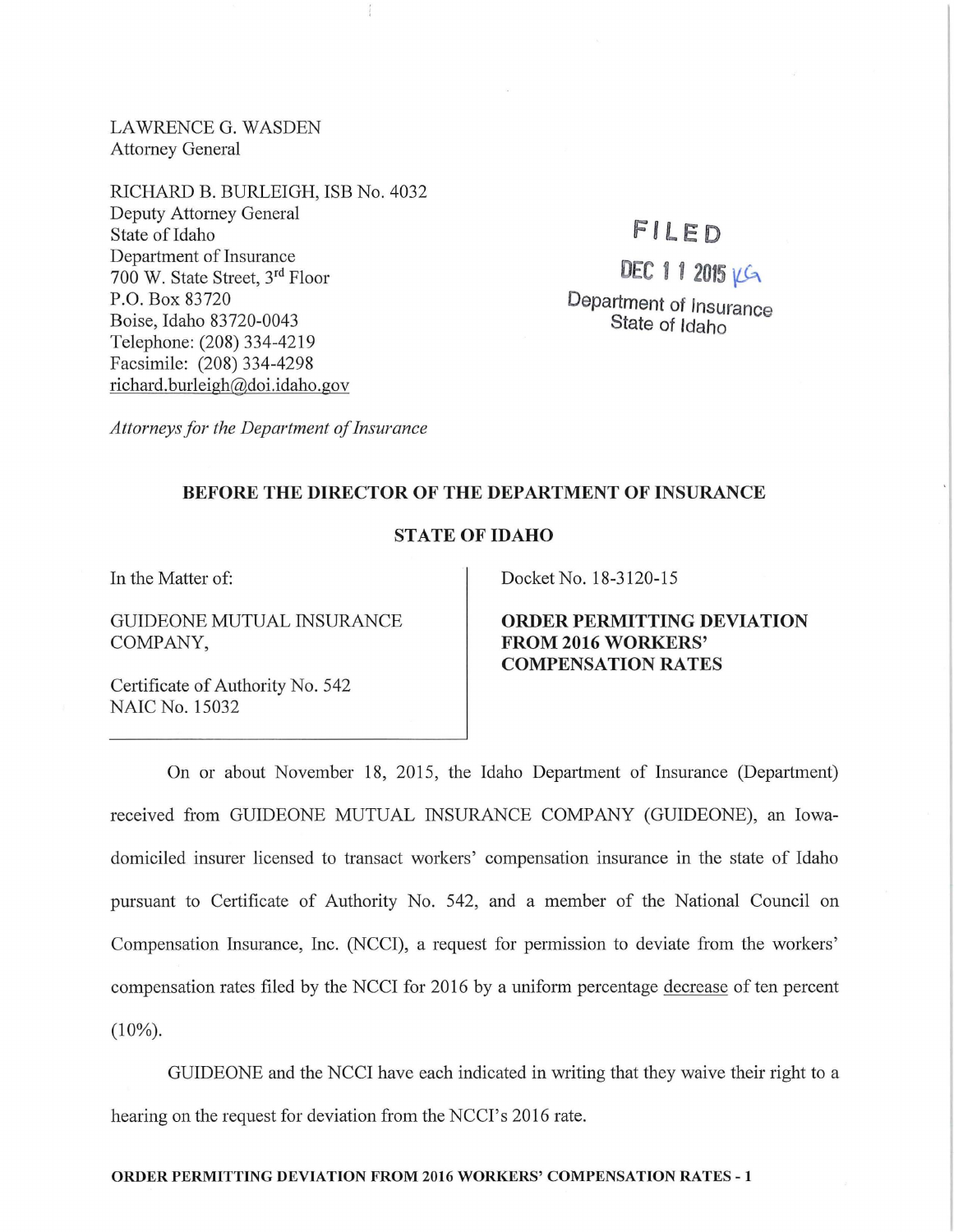LAWRENCE G. WASDEN
Attorney General

RICHARD B. BURLEIGH, ISB No. 4032
Deputy Attorney General
State of Idaho
Department of Insurance
700 W. State Street, 3rd Floor
P.O. Box 83720
Boise, Idaho 83720-0043
Telephone: (208) 334-4219
Facsimile: (208) 334-4298
richard.burleigh@doi.idaho.gov

*Attorneys for the Department of Insurance*

FILED
DEC 11 2015
Department of Insurance
State of Idaho

**BEFORE THE DIRECTOR OF THE DEPARTMENT OF INSURANCE**

**STATE OF IDAHO**

In the Matter of:

GUIDEONE MUTUAL INSURANCE COMPANY,

Certificate of Authority No. 542
NAIC No. 15032

Docket No. 18-3120-15

**ORDER PERMITTING DEVIATION FROM 2016 WORKERS' COMPENSATION RATES**

On or about November 18, 2015, the Idaho Department of Insurance (Department) received from GUIDEONE MUTUAL INSURANCE COMPANY (GUIDEONE), an Iowa-domiciled insurer licensed to transact workers' compensation insurance in the state of Idaho pursuant to Certificate of Authority No. 542, and a member of the National Council on Compensation Insurance, Inc. (NCCI), a request for permission to deviate from the workers' compensation rates filed by the NCCI for 2016 by a uniform percentage decrease of ten percent (10%).

GUIDEONE and the NCCI have each indicated in writing that they waive their right to a hearing on the request for deviation from the NCCI's 2016 rate.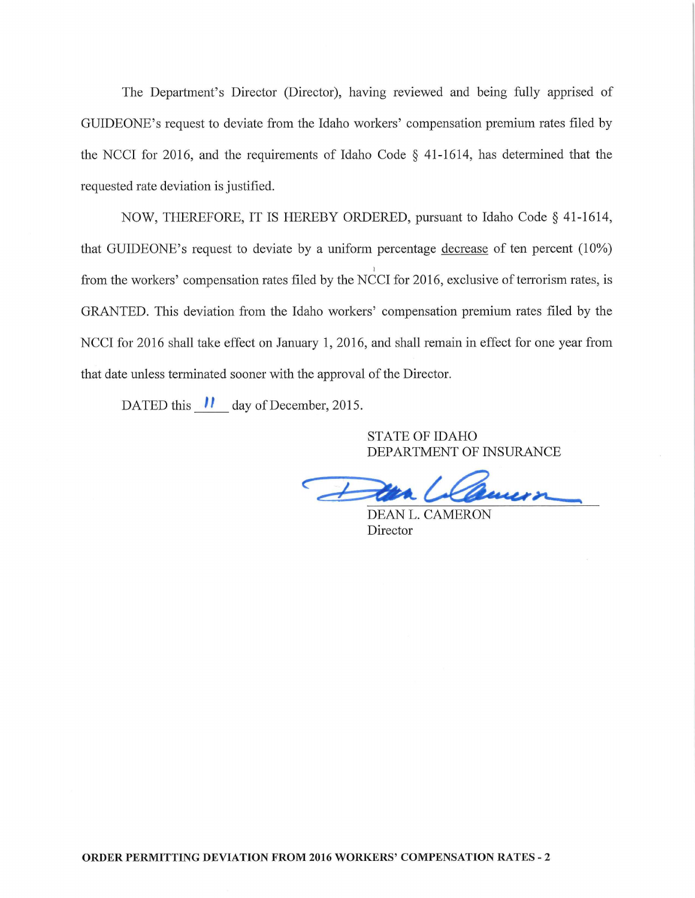The Department's Director (Director), having reviewed and being fully apprised of GUIDEONE's request to deviate from the Idaho workers' compensation premium rates filed by the NCCI for 2016, and the requirements of Idaho Code § 41-1614, has determined that the requested rate deviation is justified.

NOW, THEREFORE, IT IS HEREBY ORDERED, pursuant to Idaho Code § 41-1614, that GUIDEONE's request to deviate by a uniform percentage decrease of ten percent (10%) from the workers' compensation rates filed by the NCCI for 2016, exclusive of terrorism rates, is GRANTED. This deviation from the Idaho workers' compensation premium rates filed by the NCCI for 2016 shall take effect on January 1, 2016, and shall remain in effect for one year from that date unless terminated sooner with the approval of the Director.

DATED this 11 day of December, 2015.

STATE OF IDAHO
DEPARTMENT OF INSURANCE

DEAN L. CAMERON
Director

**ORDER PERMITTING DEVIATION FROM 2016 WORKERS' COMPENSATION RATES - 2**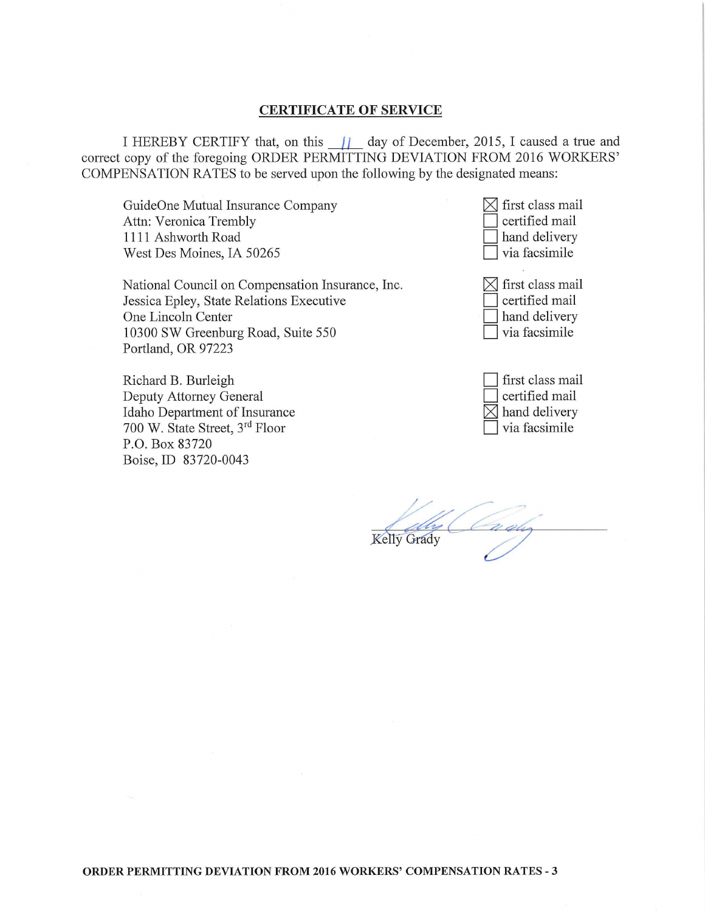## CERTIFICATE OF SERVICE

I HEREBY CERTIFY that, on this 11 day of December, 2015, I caused a true and correct copy of the foregoing ORDER PERMITTING DEVIATION FROM 2016 WORKERS' COMPENSATION RATES to be served upon the following by the designated means:

GuideOne Mutual Insurance Company
Attn: Veronica Trembly
1111 Ashworth Road
West Des Moines, IA 50265

- ☒ first class mail
- ☐ certified mail
- ☐ hand delivery
- ☐ via facsimile

National Council on Compensation Insurance, Inc.
Jessica Epley, State Relations Executive
One Lincoln Center
10300 SW Greenburg Road, Suite 550
Portland, OR 97223

- ☒ first class mail
- ☐ certified mail
- ☐ hand delivery
- ☐ via facsimile

Richard B. Burleigh
Deputy Attorney General
Idaho Department of Insurance
700 W. State Street, 3rd Floor
P.O. Box 83720
Boise, ID 83720-0043

- ☐ first class mail
- ☐ certified mail
- ☒ hand delivery
- ☐ via facsimile

Kelly Grady